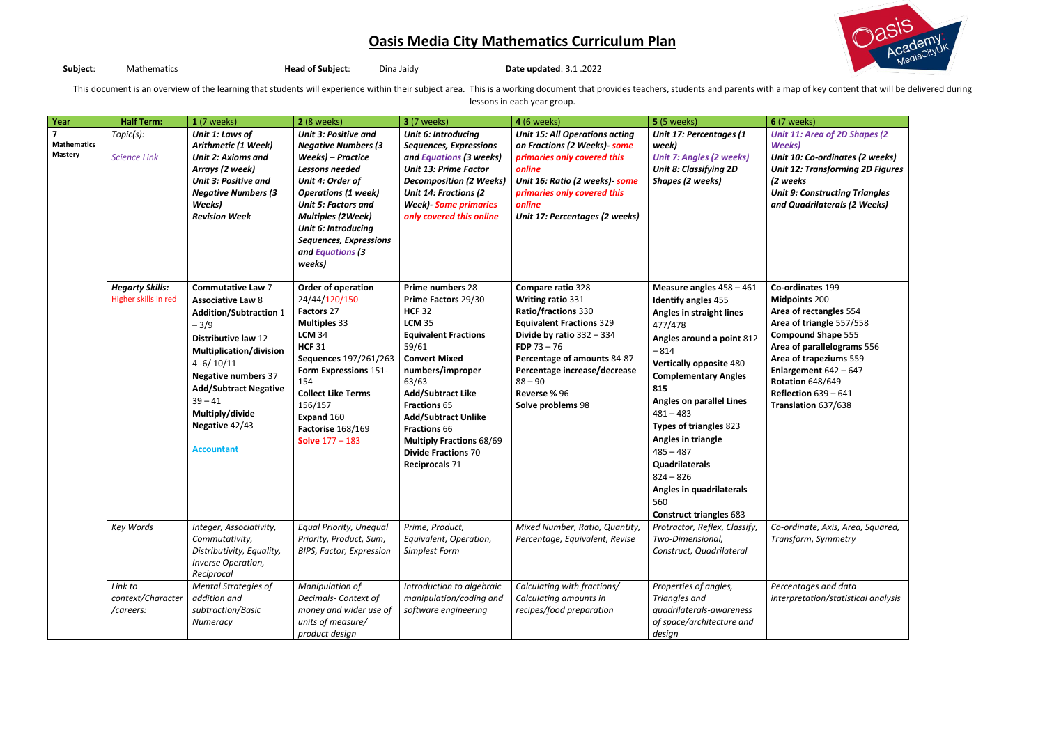# Oasis Media City Mathematics Curriculum Plan

**Subject**: Mathematics **Head of Subject**: Dina Jaidy **Date updated**: 3.1 .2022

This document is an overview of the learning that students will experience within their subject area. This is a working document that provides teachers, students and parents with a map of key content that will be delivered during lessons in each year group.

| Year | Half Term: | 1 (7 weeks) | 2 (8 weeks) | 3 (7 weeks) | 4 (6 weeks) | 5 (5 weeks) | 6 (7 weeks) |
|---|---|---|---|---|---|---|---|
| **7 Mathematics Mastery** | *Topic(s):* <br> *Science Link* | ***Unit 1: Laws of Arithmetic (1 Week)*** <br> ***Unit 2: Axioms and Arrays (2 week)*** <br> ***Unit 3: Positive and Negative Numbers (3 Weeks)*** <br> ***Revision Week*** | ***Unit 3: Positive and Negative Numbers (3 Weeks) – Practice Lessons needed*** <br> ***Unit 4: Order of Operations (1 week)*** <br> ***Unit 5: Factors and Multiples (2Week)*** <br> ***Unit 6: Introducing Sequences, Expressions and Equations (3 weeks)*** | ***Unit 6: Introducing Sequences, Expressions and Equations (3 weeks)*** <br> ***Unit 13: Prime Factor Decomposition (2 Weeks)*** <br> ***Unit 14: Fractions (2 Week)- Some primaries only covered this online*** | ***Unit 15: All Operations acting on Fractions (2 Weeks)- some primaries only covered this online*** <br> ***Unit 16: Ratio (2 weeks)- some primaries only covered this online*** <br> ***Unit 17: Percentages (2 weeks)*** | ***Unit 17: Percentages (1 week)*** <br> ***Unit 7: Angles (2 weeks)*** <br> ***Unit 8: Classifying 2D Shapes (2 weeks)*** | ***Unit 11: Area of 2D Shapes (2 Weeks)*** <br> ***Unit 10: Co-ordinates (2 weeks)*** <br> ***Unit 12: Transforming 2D Figures (2 weeks*** <br> ***Unit 9: Constructing Triangles and Quadrilaterals (2 Weeks)*** |
| | ***Hegarty Skills:*** <br> Higher skills in red | **Commutative Law** 7 <br> **Associative Law** 8 <br> **Addition/Subtraction** 1 – 3/9 <br> **Distributive law** 12 <br> **Multiplication/division** 4 -6/ 10/11 <br> **Negative numbers** 37 <br> **Add/Subtract Negative** 39 – 41 <br> **Multiply/divide Negative** 42/43 <br> **Accountant** | **Order of operation** 24/44/120/150 <br> **Factors** 27 <br> **Multiples** 33 <br> **LCM** 34 <br> **HCF** 31 <br> **Sequences** 197/261/263 <br> **Form Expressions** 151-154 <br> **Collect Like Terms** 156/157 <br> **Expand** 160 <br> **Factorise** 168/169 <br> Solve 177 – 183 | **Prime numbers** 28 <br> **Prime Factors** 29/30 <br> **HCF** 32 <br> **LCM** 35 <br> **Equivalent Fractions** 59/61 <br> **Convert Mixed numbers/improper** 63/63 <br> **Add/Subtract Like Fractions** 65 <br> **Add/Subtract Unlike Fractions** 66 <br> **Multiply Fractions** 68/69 <br> **Divide Fractions** 70 <br> **Reciprocals** 71 | **Compare ratio** 328 <br> **Writing ratio** 331 <br> **Ratio/fractions** 330 <br> **Equivalent Fractions** 329 <br> **Divide by ratio** 332 – 334 <br> **FDP** 73 – 76 <br> **Percentage of amounts** 84-87 <br> **Percentage increase/decrease** 88 – 90 <br> **Reverse %** 96 <br> **Solve problems** 98 | **Measure angles** 458 – 461 <br> **Identify angles** 455 <br> **Angles in straight lines** 477/478 <br> **Angles around a point** 812 – 814 <br> **Vertically opposite** 480 <br> **Complementary Angles 815** <br> **Angles on parallel Lines** 481 – 483 <br> **Types of triangles** 823 <br> **Angles in triangle** 485 – 487 <br> **Quadrilaterals** 824 – 826 <br> **Angles in quadrilaterals** 560 <br> **Construct triangles** 683 | **Co-ordinates** 199 <br> **Midpoints** 200 <br> **Area of rectangles** 554 <br> **Area of triangle** 557/558 <br> **Compound Shape** 555 <br> **Area of parallelograms** 556 <br> **Area of trapeziums** 559 <br> **Enlargement** 642 – 647 <br> **Rotation** 648/649 <br> **Reflection** 639 – 641 <br> **Translation** 637/638 |
| | *Key Words* | *Integer, Associativity, Commutativity, Distributivity, Equality, Inverse Operation, Reciprocal* | *Equal Priority, Unequal Priority, Product, Sum, BIPS, Factor, Expression* | *Prime, Product, Equivalent, Operation, Simplest Form* | *Mixed Number, Ratio, Quantity, Percentage, Equivalent, Revise* | *Protractor, Reflex, Classify, Two-Dimensional, Construct, Quadrilateral* | *Co-ordinate, Axis, Area, Squared, Transform, Symmetry* |
| | *Link to context/Character /careers:* | *Mental Strategies of addition and subtraction/Basic Numeracy* | *Manipulation of Decimals- Context of money and wider use of units of measure/ product design* | *Introduction to algebraic manipulation/coding and software engineering* | *Calculating with fractions/ Calculating amounts in recipes/food preparation* | *Properties of angles, Triangles and quadrilaterals-awareness of space/architecture and design* | *Percentages and data interpretation/statistical analysis* |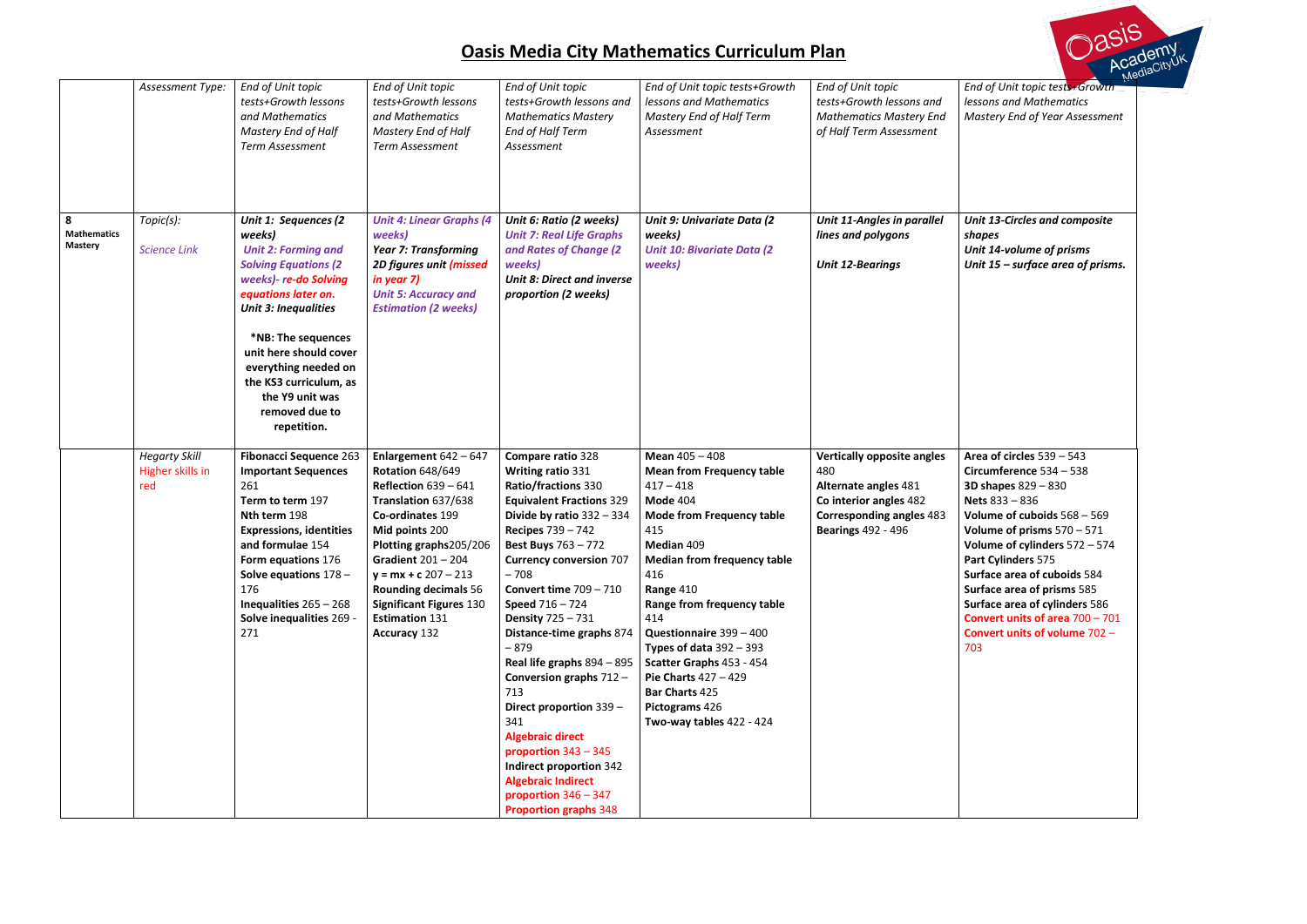# Oasis Media City Mathematics Curriculum Plan

| | *Assessment Type:* | *End of Unit topic tests+Growth lessons and Mathematics Mastery End of Half Term Assessment* | *End of Unit topic tests+Growth lessons and Mathematics Mastery End of Half Term Assessment* | *End of Unit topic tests+Growth lessons and Mathematics Mastery End of Half Term Assessment* | *End of Unit topic tests+Growth lessons and Mathematics Mastery End of Half Term Assessment* | *End of Unit topic tests+Growth lessons and Mathematics Mastery End of Half Term Assessment* | *End of Unit topic tests+Growth lessons and Mathematics Mastery End of Year Assessment* |
|---|---|---|---|---|---|---|---|
| **8 Mathematics Mastery** | *Topic(s):* <br><br> *Science Link* | ***Unit 1: Sequences (2 weeks)*** <br> ***Unit 2: Forming and Solving Equations (2 weeks)- re-do Solving equations later on.*** <br> ***Unit 3: Inequalities*** <br><br> **\*NB: The sequences unit here should cover everything needed on the KS3 curriculum, as the Y9 unit was removed due to repetition.** | ***Unit 4: Linear Graphs (4 weeks)*** <br> ***Year 7: Transforming 2D figures unit (missed in year 7)*** <br> ***Unit 5: Accuracy and Estimation (2 weeks)*** | ***Unit 6: Ratio (2 weeks)*** <br> ***Unit 7: Real Life Graphs and Rates of Change (2 weeks)*** <br> ***Unit 8: Direct and inverse proportion (2 weeks)*** | ***Unit 9: Univariate Data (2 weeks)*** <br> ***Unit 10: Bivariate Data (2 weeks)*** | ***Unit 11-Angles in parallel lines and polygons*** <br><br> ***Unit 12-Bearings*** | ***Unit 13-Circles and composite shapes*** <br> ***Unit 14-volume of prisms*** <br> ***Unit 15 – surface area of prisms.*** |
| | *Hegarty Skill* <br> Higher skills in red | **Fibonacci Sequence** 263 <br> **Important Sequences** 261 <br> **Term to term** 197 <br> **Nth term** 198 <br> **Expressions, identities and formulae** 154 <br> **Form equations** 176 <br> **Solve equations** 178 – 176 <br> **Inequalities** 265 – 268 <br> **Solve inequalities** 269 - 271 | **Enlargement** 642 – 647 <br> **Rotation** 648/649 <br> **Reflection** 639 – 641 <br> **Translation** 637/638 <br> **Co-ordinates** 199 <br> **Mid points** 200 <br> **Plotting graphs**205/206 <br> **Gradient** 201 – 204 <br> **y = mx + c** 207 – 213 <br> **Rounding decimals** 56 <br> **Significant Figures** 130 <br> **Estimation** 131 <br> **Accuracy** 132 | **Compare ratio** 328 <br> **Writing ratio** 331 <br> **Ratio/fractions** 330 <br> **Equivalent Fractions** 329 <br> **Divide by ratio** 332 – 334 <br> **Recipes** 739 – 742 <br> **Best Buys** 763 – 772 <br> **Currency conversion** 707 – 708 <br> **Convert time** 709 – 710 <br> **Speed** 716 – 724 <br> **Density** 725 – 731 <br> **Distance-time graphs** 874 – 879 <br> **Real life graphs** 894 – 895 <br> **Conversion graphs** 712 – 713 <br> **Direct proportion** 339 – 341 <br> **Algebraic direct proportion** 343 – 345 <br> **Indirect proportion** 342 <br> **Algebraic Indirect proportion** 346 – 347 <br> **Proportion graphs** 348 | **Mean** 405 – 408 <br> **Mean from Frequency table** 417 – 418 <br> **Mode** 404 <br> **Mode from Frequency table** 415 <br> **Median** 409 <br> **Median from frequency table** 416 <br> **Range** 410 <br> **Range from frequency table** 414 <br> **Questionnaire** 399 – 400 <br> **Types of data** 392 – 393 <br> **Scatter Graphs** 453 - 454 <br> **Pie Charts** 427 – 429 <br> **Bar Charts** 425 <br> **Pictograms** 426 <br> **Two-way tables** 422 - 424 | **Vertically opposite angles** 480 <br> **Alternate angles** 481 <br> **Co interior angles** 482 <br> **Corresponding angles** 483 <br> **Bearings** 492 - 496 | **Area of circles** 539 – 543 <br> **Circumference** 534 – 538 <br> **3D shapes** 829 – 830 <br> **Nets** 833 – 836 <br> **Volume of cuboids** 568 – 569 <br> **Volume of prisms** 570 – 571 <br> **Volume of cylinders** 572 – 574 <br> **Part Cylinders** 575 <br> **Surface area of cuboids** 584 <br> **Surface area of prisms** 585 <br> **Surface area of cylinders** 586 <br> **Convert units of area** 700 – 701 <br> **Convert units of volume** 702 – 703 |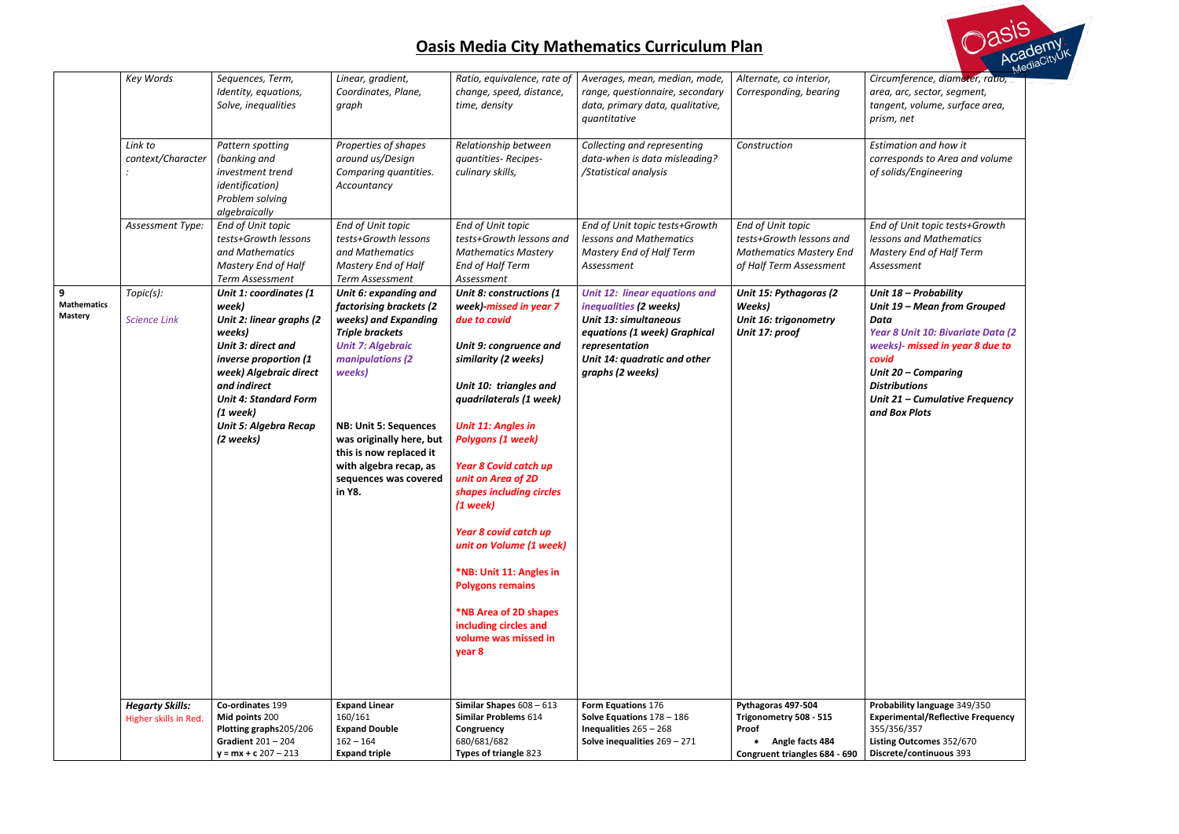# Oasis Media City Mathematics Curriculum Plan

| | | | | | | | |
|---|---|---|---|---|---|---|---|
| | *Key Words* | *Sequences, Term, Identity, equations, Solve, inequalities* | *Linear, gradient, Coordinates, Plane, graph* | *Ratio, equivalence, rate of change, speed, distance, time, density* | *Averages, mean, median, mode, range, questionnaire, secondary data, primary data, qualitative, quantitative* | *Alternate, co interior, Corresponding, bearing* | *Circumference, diameter, ratio, area, arc, sector, segment, tangent, volume, surface area, prism, net* |
| | *Link to context/Character:* | *Pattern spotting (banking and investment trend identification) Problem solving algebraically* | *Properties of shapes around us/Design Comparing quantities. Accountancy* | *Relationship between quantities- Recipes- culinary skills,* | *Collecting and representing data-when is data misleading? /Statistical analysis* | *Construction* | *Estimation and how it corresponds to Area and volume of solids/Engineering* |
| | *Assessment Type:* | *End of Unit topic tests+Growth lessons and Mathematics Mastery End of Half Term Assessment* | *End of Unit topic tests+Growth lessons and Mathematics Mastery End of Half Term Assessment* | *End of Unit topic tests+Growth lessons and Mathematics Mastery End of Half Term Assessment* | *End of Unit topic tests+Growth lessons and Mathematics Mastery End of Half Term Assessment* | *End of Unit topic tests+Growth lessons and Mathematics Mastery End of Half Term Assessment* | *End of Unit topic tests+Growth lessons and Mathematics Mastery End of Half Term Assessment* |
| **9 Mathematics Mastery** | *Topic(s):* <br><br> *Science Link* | ***Unit 1: coordinates (1 week)*** <br> ***Unit 2: linear graphs (2 weeks)*** <br> ***Unit 3: direct and inverse proportion (1 week) Algebraic direct and indirect*** <br> ***Unit 4: Standard Form (1 week)*** <br> ***Unit 5: Algebra Recap (2 weeks)*** | ***Unit 6: expanding and factorising brackets (2 weeks) and Expanding Triple brackets*** <br> ***Unit 7: Algebraic manipulations (2 weeks)*** <br><br> **NB: Unit 5: Sequences was originally here, but this is now replaced it with algebra recap, as sequences was covered in Y8.** | ***Unit 8: constructions (1 week)-missed in year 7 due to covid*** <br><br> ***Unit 9: congruence and similarity (2 weeks)*** <br><br> ***Unit 10: triangles and quadrilaterals (1 week)*** <br><br> ***Unit 11: Angles in Polygons (1 week)*** <br><br> ***Year 8 Covid catch up unit on Area of 2D shapes including circles (1 week)*** <br><br> ***Year 8 covid catch up unit on Volume (1 week)*** <br><br> ***\*NB: Unit 11: Angles in Polygons remains*** <br><br> ***\*NB Area of 2D shapes including circles and volume was missed in year 8*** | ***Unit 12: linear equations and inequalities (2 weeks)*** <br> ***Unit 13: simultaneous equations (1 week) Graphical representation*** <br> ***Unit 14: quadratic and other graphs (2 weeks)*** | ***Unit 15: Pythagoras (2 Weeks)*** <br> ***Unit 16: trigonometry*** <br> ***Unit 17: proof*** | ***Unit 18 – Probability*** <br> ***Unit 19 – Mean from Grouped Data*** <br> ***Year 8 Unit 10: Bivariate Data (2 weeks)- missed in year 8 due to covid*** <br> ***Unit 20 – Comparing Distributions*** <br> ***Unit 21 – Cumulative Frequency and Box Plots*** |
| | ***Hegarty Skills:*** <br> Higher skills in Red. | **Co-ordinates** 199 <br> **Mid points** 200 <br> **Plotting graphs**205/206 <br> **Gradient** 201 – 204 <br> **y = mx + c** 207 – 213 | **Expand Linear** 160/161 <br> **Expand Double** 162 – 164 <br> **Expand triple** | **Similar Shapes** 608 – 613 <br> **Similar Problems** 614 <br> **Congruency** 680/681/682 <br> **Types of triangle** 823 | **Form Equations** 176 <br> **Solve Equations** 178 – 186 <br> **Inequalities** 265 – 268 <br> **Solve inequalities** 269 – 271 | **Pythagoras 497-504** <br> **Trigonometry 508 - 515** <br> **Proof** <br> • **Angle facts 484** <br> **Congruent triangles 684 - 690** | **Probability language** 349/350 <br> **Experimental/Reflective Frequency** 355/356/357 <br> **Listing Outcomes** 352/670 <br> **Discrete/continuous** 393 |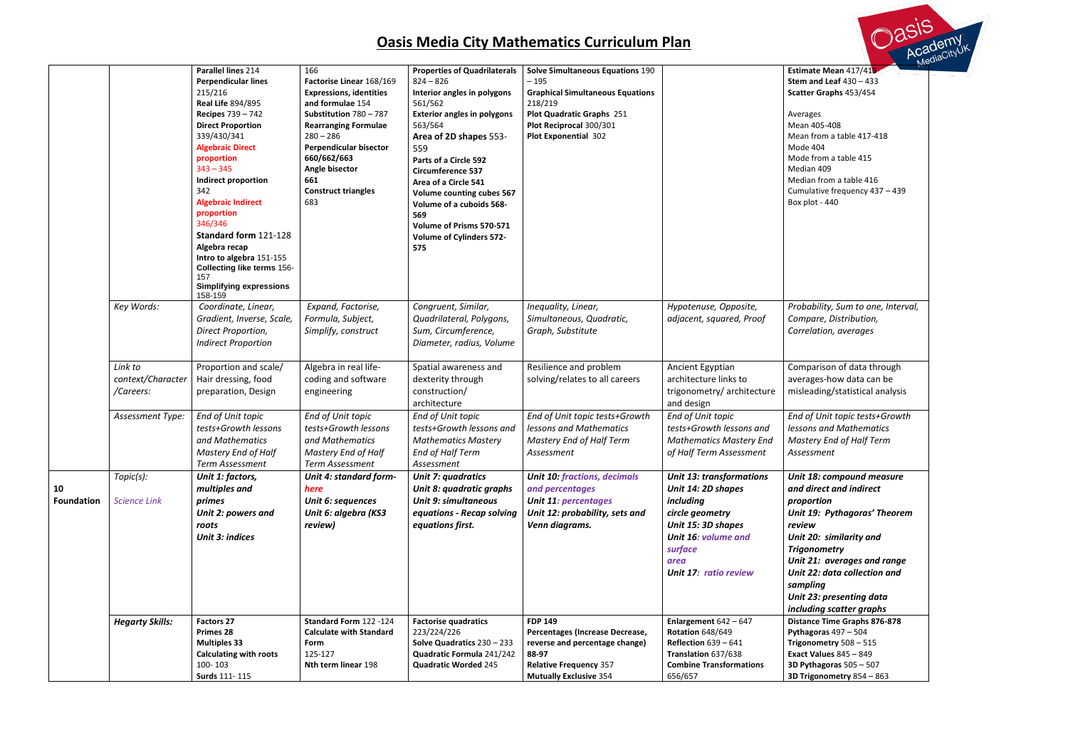# Oasis Media City Mathematics Curriculum Plan

| | | | | | | | |
|---|---|---|---|---|---|---|---|
| | | **Parallel lines** 214<br>**Perpendicular lines** 215/216<br>**Real Life** 894/895<br>**Recipes** 739 – 742<br>**Direct Proportion** 339/430/341<br>**Algebraic Direct proportion** 343 – 345<br>**Indirect proportion** 342<br>**Algebraic Indirect proportion** 346/346<br>**Standard form** 121-128<br>**Algebra recap**<br>**Intro to algebra** 151-155<br>**Collecting like terms** 156-157<br>**Simplifying expressions** 158-159 | 166<br>**Factorise Linear** 168/169<br>**Expressions, identities and formulae** 154<br>**Substitution** 780 – 787<br>**Rearranging Formulae** 280 – 286<br>**Perpendicular bisector** 660/662/663<br>**Angle bisector** 661<br>**Construct triangles** 683 | **Properties of Quadrilaterals** 824 – 826<br>**Interior angles in polygons** 561/562<br>**Exterior angles in polygons** 563/564<br>**Area of 2D shapes** 553-559<br>**Parts of a Circle 592**<br>**Circumference 537**<br>**Area of a Circle 541**<br>**Volume counting cubes 567**<br>**Volume of a cuboids 568-569**<br>**Volume of Prisms 570-571**<br>**Volume of Cylinders 572-575** | **Solve Simultaneous Equations** 190 – 195<br>**Graphical Simultaneous Equations** 218/219<br>**Plot Quadratic Graphs** 251<br>**Plot Reciprocal** 300/301<br>**Plot Exponential** 302 | | **Estimate Mean** 417/418<br>**Stem and Leaf** 430 – 433<br>**Scatter Graphs** 453/454<br><br>Averages<br>Mean 405-408<br>Mean from a table 417-418<br>Mode 404<br>Median 409<br>Median from a table 416<br>Cumulative frequency 437 – 439<br>Box plot - 440 |
| | *Key Words:* | *Coordinate, Linear, Gradient, Inverse, Scale, Direct Proportion, Indirect Proportion* | *Expand, Factorise, Formula, Subject, Simplify, construct* | *Congruent, Similar, Quadrilateral, Polygons, Sum, Circumference, Diameter, radius, Volume* | *Inequality, Linear, Simultaneous, Quadratic, Graph, Substitute* | *Hypotenuse, Opposite, adjacent, squared, Proof* | *Probability, Sum to one, Interval, Compare, Distribution, Correlation, averages* |
| | *Link to context/Character /Careers:* | Proportion and scale/ Hair dressing, food preparation, Design | Algebra in real life-coding and software engineering | Spatial awareness and dexterity through construction/ architecture | Resilience and problem solving/relates to all careers | Ancient Egyptian architecture links to trigonometry/ architecture and design | Comparison of data through averages-how data can be misleading/statistical analysis |
| | *Assessment Type:* | *End of Unit topic tests+Growth lessons and Mathematics Mastery End of Half Term Assessment* | *End of Unit topic tests+Growth lessons and Mathematics Mastery End of Half Term Assessment* | *End of Unit topic tests+Growth lessons and Mathematics Mastery End of Half Term Assessment* | *End of Unit topic tests+Growth lessons and Mathematics Mastery End of Half Term Assessment* | *End of Unit topic tests+Growth lessons and Mathematics Mastery End of Half Term Assessment* | *End of Unit topic tests+Growth lessons and Mathematics Mastery End of Half Term Assessment* |
| **10 Foundation** | *Topic(s):*<br><br>*Science Link* | ***Unit 1: factors, multiples and primes***<br>***Unit 2: powers and roots***<br>***Unit 3: indices*** | ***Unit 4: standard form- here***<br>***Unit 5: sequences***<br>***Unit 6: algebra (KS3 review)*** | ***Unit 7: quadratics***<br>***Unit 8: quadratic graphs***<br>***Unit 9: simultaneous equations - Recap solving equations first.*** | ***Unit 10: fractions, decimals and percentages***<br>***Unit 11: percentages***<br>***Unit 12: probability, sets and Venn diagrams.*** | ***Unit 13: transformations***<br>***Unit 14: 2D shapes including circle geometry***<br>***Unit 15: 3D shapes***<br>***Unit 16: volume and surface area***<br>***Unit 17: ratio review*** | ***Unit 18: compound measure and direct and indirect proportion***<br>***Unit 19: Pythagoras' Theorem review***<br>***Unit 20: similarity and Trigonometry***<br>***Unit 21: averages and range***<br>***Unit 22: data collection and sampling***<br>***Unit 23: presenting data including scatter graphs*** |
| | ***Hegarty Skills:*** | **Factors** 27<br>**Primes** 28<br>**Multiples** 33<br>**Calculating with roots** 100- 103<br>**Surds** 111- 115 | **Standard Form** 122 -124<br>**Calculate with Standard Form** 125-127<br>**Nth term linear** 198 | **Factorise quadratics** 223/224/226<br>**Solve Quadratics** 230 – 233<br>**Quadratic Formula** 241/242<br>**Quadratic Worded** 245 | **FDP** 149<br>**Percentages (Increase Decrease, reverse and percentage change)** 88-97<br>**Relative Frequency** 357<br>**Mutually Exclusive** 354 | **Enlargement** 642 – 647<br>**Rotation** 648/649<br>**Reflection** 639 – 641<br>**Translation** 637/638<br>**Combine Transformations** 656/657 | **Distance Time Graphs 876-878**<br>**Pythagoras** 497 – 504<br>**Trigonometry** 508 – 515<br>**Exact Values** 845 – 849<br>**3D Pythagoras** 505 – 507<br>**3D Trigonometry** 854 – 863 |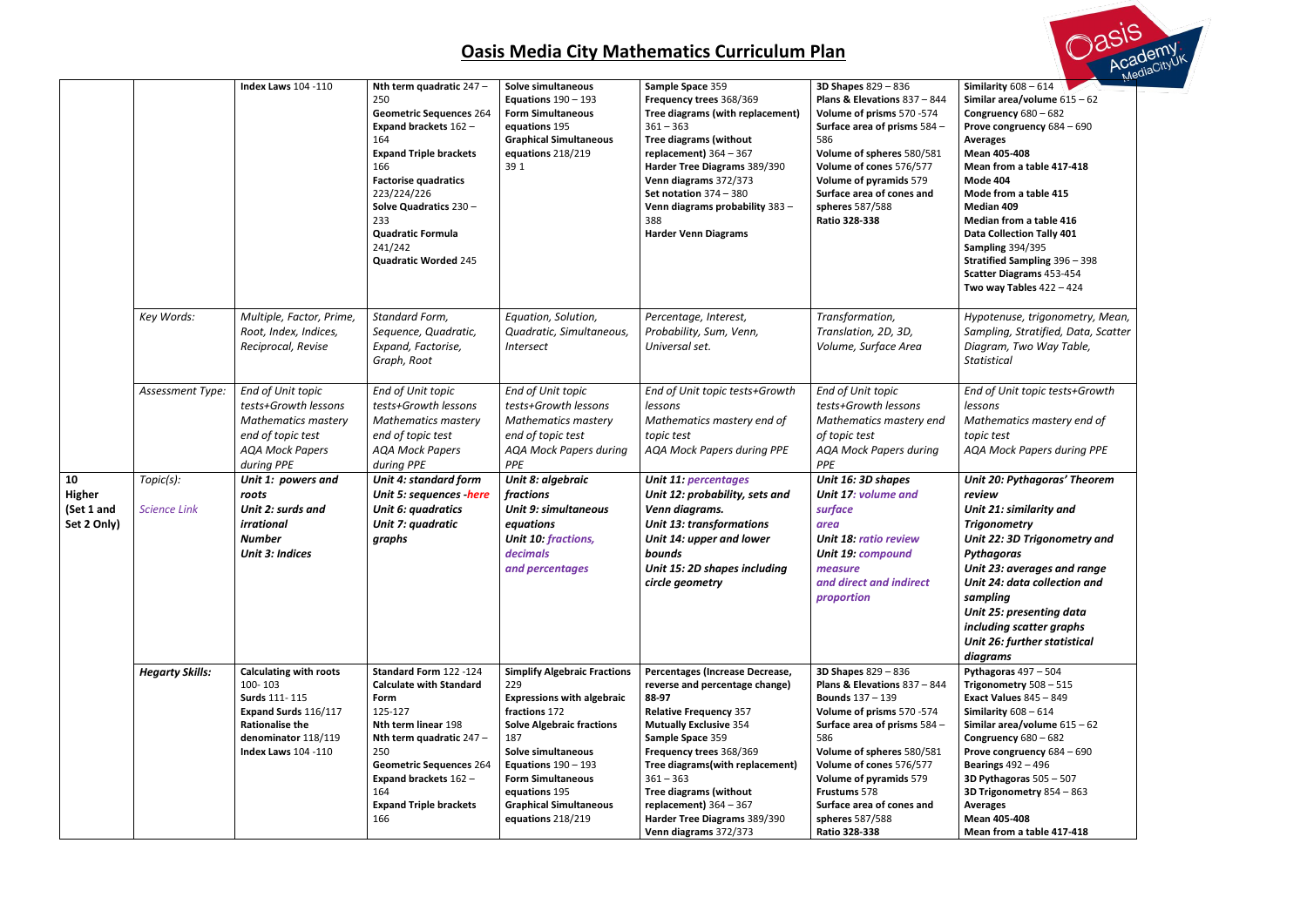# Oasis Media City Mathematics Curriculum Plan

| | | | | | | | |
|---|---|---|---|---|---|---|---|
| | | **Index Laws** 104 -110 | **Nth term quadratic** 247 – 250<br>**Geometric Sequences** 264<br>**Expand brackets** 162 – 164<br>**Expand Triple brackets** 166<br>**Factorise quadratics** 223/224/226<br>**Solve Quadratics** 230 – 233<br>**Quadratic Formula** 241/242<br>**Quadratic Worded** 245 | **Solve simultaneous Equations** 190 – 193<br>**Form Simultaneous equations** 195<br>**Graphical Simultaneous equations** 218/219<br>39 1 | **Sample Space** 359<br>**Frequency trees** 368/369<br>**Tree diagrams (with replacement)** 361 – 363<br>**Tree diagrams (without replacement)** 364 – 367<br>**Harder Tree Diagrams** 389/390<br>**Venn diagrams** 372/373<br>**Set notation** 374 – 380<br>**Venn diagrams probability** 383 – 388<br>**Harder Venn Diagrams** | **3D Shapes** 829 – 836<br>**Plans & Elevations** 837 – 844<br>**Volume of prisms** 570 -574<br>**Surface area of prisms** 584 – 586<br>**Volume of spheres** 580/581<br>**Volume of cones** 576/577<br>**Volume of pyramids** 579<br>**Surface area of cones and spheres** 587/588<br>**Ratio 328-338** | **Similarity** 608 – 614<br>**Similar area/volume** 615 – 62<br>**Congruency** 680 – 682<br>**Prove congruency** 684 – 690<br>**Averages**<br>**Mean 405-408**<br>**Mean from a table 417-418**<br>**Mode 404**<br>**Mode from a table 415**<br>**Median 409**<br>**Median from a table 416**<br>**Data Collection Tally 401**<br>**Sampling** 394/395<br>**Stratified Sampling** 396 – 398<br>**Scatter Diagrams** 453-454<br>**Two way Tables** 422 – 424 |
| | *Key Words:* | *Multiple, Factor, Prime, Root, Index, Indices, Reciprocal, Revise* | *Standard Form, Sequence, Quadratic, Expand, Factorise, Graph, Root* | *Equation, Solution, Quadratic, Simultaneous, Intersect* | *Percentage, Interest, Probability, Sum, Venn, Universal set.* | *Transformation, Translation, 2D, 3D, Volume, Surface Area* | *Hypotenuse, trigonometry, Mean, Sampling, Stratified, Data, Scatter Diagram, Two Way Table, Statistical* |
| | *Assessment Type:* | *End of Unit topic tests+Growth lessons*<br>*Mathematics mastery end of topic test*<br>*AQA Mock Papers during PPE* | *End of Unit topic tests+Growth lessons*<br>*Mathematics mastery end of topic test*<br>*AQA Mock Papers during PPE* | *End of Unit topic tests+Growth lessons*<br>*Mathematics mastery end of topic test*<br>*AQA Mock Papers during PPE* | *End of Unit topic tests+Growth lessons*<br>*Mathematics mastery end of topic test*<br>*AQA Mock Papers during PPE* | *End of Unit topic tests+Growth lessons*<br>*Mathematics mastery end of topic test*<br>*AQA Mock Papers during PPE* | *End of Unit topic tests+Growth lessons*<br>*Mathematics mastery end of topic test*<br>*AQA Mock Papers during PPE* |
| **10 Higher (Set 1 and Set 2 Only)** | *Topic(s):*<br><br>*Science Link* | ***Unit 1: powers and roots***<br>***Unit 2: surds and irrational Number***<br>***Unit 3: Indices*** | ***Unit 4: standard form***<br>***Unit 5: sequences -here***<br>***Unit 6: quadratics***<br>***Unit 7: quadratic graphs*** | ***Unit 8: algebraic fractions***<br>***Unit 9: simultaneous equations***<br>***Unit 10: fractions, decimals and percentages*** | ***Unit 11: percentages***<br>***Unit 12: probability, sets and Venn diagrams.***<br>***Unit 13: transformations***<br>***Unit 14: upper and lower bounds***<br>***Unit 15: 2D shapes including circle geometry*** | ***Unit 16: 3D shapes***<br>***Unit 17: volume and surface area***<br>***Unit 18: ratio review***<br>***Unit 19: compound measure and direct and indirect proportion*** | ***Unit 20: Pythagoras' Theorem review***<br>***Unit 21: similarity and Trigonometry***<br>***Unit 22: 3D Trigonometry and Pythagoras***<br>***Unit 23: averages and range***<br>***Unit 24: data collection and sampling***<br>***Unit 25: presenting data including scatter graphs***<br>***Unit 26: further statistical diagrams*** |
| | ***Hegarty Skills:*** | **Calculating with roots** 100- 103<br>**Surds** 111- 115<br>**Expand Surds** 116/117<br>**Rationalise the denominator** 118/119<br>**Index Laws** 104 -110 | **Standard Form** 122 -124<br>**Calculate with Standard Form** 125-127<br>**Nth term linear** 198<br>**Nth term quadratic** 247 – 250<br>**Geometric Sequences** 264<br>**Expand brackets** 162 – 164<br>**Expand Triple brackets** 166 | **Simplify Algebraic Fractions** 229<br>**Expressions with algebraic fractions** 172<br>**Solve Algebraic fractions** 187<br>**Solve simultaneous Equations** 190 – 193<br>**Form Simultaneous equations** 195<br>**Graphical Simultaneous equations** 218/219 | **Percentages (Increase Decrease, reverse and percentage change) 88-97**<br>**Relative Frequency** 357<br>**Mutually Exclusive** 354<br>**Sample Space** 359<br>**Frequency trees** 368/369<br>**Tree diagrams(with replacement)** 361 – 363<br>**Tree diagrams (without replacement)** 364 – 367<br>**Harder Tree Diagrams** 389/390<br>**Venn diagrams** 372/373 | **3D Shapes** 829 – 836<br>**Plans & Elevations** 837 – 844<br>**Bounds** 137 – 139<br>**Volume of prisms** 570 -574<br>**Surface area of prisms** 584 – 586<br>**Volume of spheres** 580/581<br>**Volume of cones** 576/577<br>**Volume of pyramids** 579<br>**Frustums** 578<br>**Surface area of cones and spheres** 587/588<br>**Ratio 328-338** | **Pythagoras** 497 – 504<br>**Trigonometry** 508 – 515<br>**Exact Values** 845 – 849<br>**Similarity** 608 – 614<br>**Similar area/volume** 615 – 62<br>**Congruency** 680 – 682<br>**Prove congruency** 684 – 690<br>**Bearings** 492 – 496<br>**3D Pythagoras** 505 – 507<br>**3D Trigonometry** 854 – 863<br>**Averages**<br>**Mean 405-408**<br>**Mean from a table 417-418** |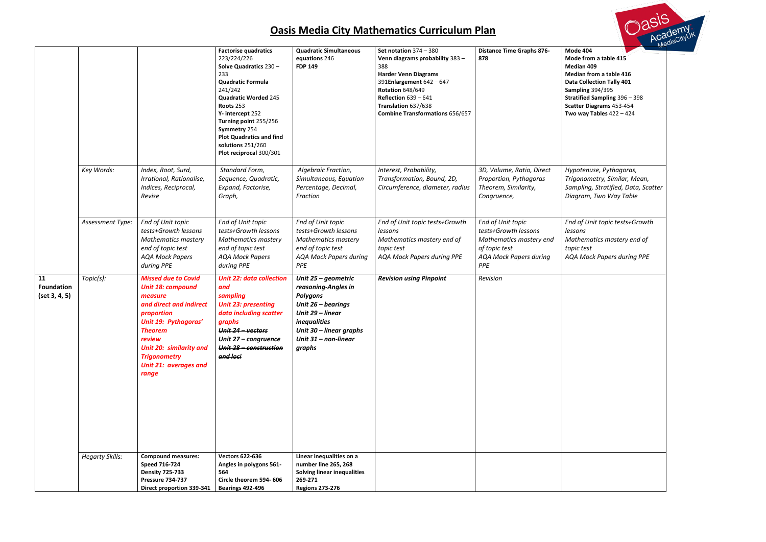## Oasis Media City Mathematics Curriculum Plan

| | | | | | | | |
|---|---|---|---|---|---|---|---|
| | | | **Factorise quadratics** 223/224/226 **Solve Quadratics** 230 – 233 **Quadratic Formula** 241/242 **Quadratic Worded** 245 **Roots** 253 **Y- intercept** 252 **Turning point** 255/256 **Symmetry** 254 **Plot Quadratics and find solutions** 251/260 **Plot reciprocal** 300/301 | **Quadratic Simultaneous equations** 246 **FDP 149** | **Set notation** 374 – 380 **Venn diagrams probability** 383 – 388 **Harder Venn Diagrams** 391**Enlargement** 642 – 647 **Rotation** 648/649 **Reflection** 639 – 641 **Translation** 637/638 **Combine Transformations** 656/657 | **Distance Time Graphs 876-878** | **Mode 404** **Mode from a table 415** **Median 409** **Median from a table 416** **Data Collection Tally 401** **Sampling** 394/395 **Stratified Sampling** 396 – 398 **Scatter Diagrams** 453-454 **Two way Tables** 422 – 424 |
| | *Key Words:* | *Index, Root, Surd, Irrational, Rationalise, Indices, Reciprocal, Revise* | *Standard Form, Sequence, Quadratic, Expand, Factorise, Graph,* | *Algebraic Fraction, Simultaneous, Equation Percentage, Decimal, Fraction* | *Interest, Probability, Transformation, Bound, 2D, Circumference, diameter, radius* | *3D, Volume, Ratio, Direct Proportion, Pythagoras Theorem, Similarity, Congruence,* | *Hypotenuse, Pythagoras, Trigonometry, Similar, Mean, Sampling, Stratified, Data, Scatter Diagram, Two Way Table* |
| | *Assessment Type:* | *End of Unit topic tests+Growth lessons Mathematics mastery end of topic test AQA Mock Papers during PPE* | *End of Unit topic tests+Growth lessons Mathematics mastery end of topic test AQA Mock Papers during PPE* | *End of Unit topic tests+Growth lessons Mathematics mastery end of topic test AQA Mock Papers during PPE* | *End of Unit topic tests+Growth lessons Mathematics mastery end of topic test AQA Mock Papers during PPE* | *End of Unit topic tests+Growth lessons Mathematics mastery end of topic test AQA Mock Papers during PPE* | *End of Unit topic tests+Growth lessons Mathematics mastery end of topic test AQA Mock Papers during PPE* |
| **11 Foundation (set 3, 4, 5)** | *Topic(s):* | ***Missed due to Covid*** ***Unit 18: compound measure and direct and indirect proportion*** ***Unit 19: Pythagoras' Theorem review*** ***Unit 20: similarity and Trigonometry*** ***Unit 21: averages and range*** | ***Unit 22: data collection and sampling*** ***Unit 23: presenting data including scatter graphs*** ***~~Unit 24 – vectors~~*** ***Unit 27 – congruence*** ***~~Unit 28 – construction and loci~~*** | ***Unit 25 – geometric reasoning-Angles in Polygons*** ***Unit 26 – bearings*** ***Unit 29 – linear inequalities*** ***Unit 30 – linear graphs*** ***Unit 31 – non-linear graphs*** | ***Revision using Pinpoint*** | *Revision* | |
| | *Hegarty Skills:* | **Compound measures: Speed 716-724 Density 725-733 Pressure 734-737 Direct proportion 339-341** | **Vectors 622-636 Angles in polygons 561-564 Circle theorem 594- 606 Bearings 492-496** | **Linear inequalities on a number line 265, 268 Solving linear inequalities 269-271 Regions 273-276** | | | |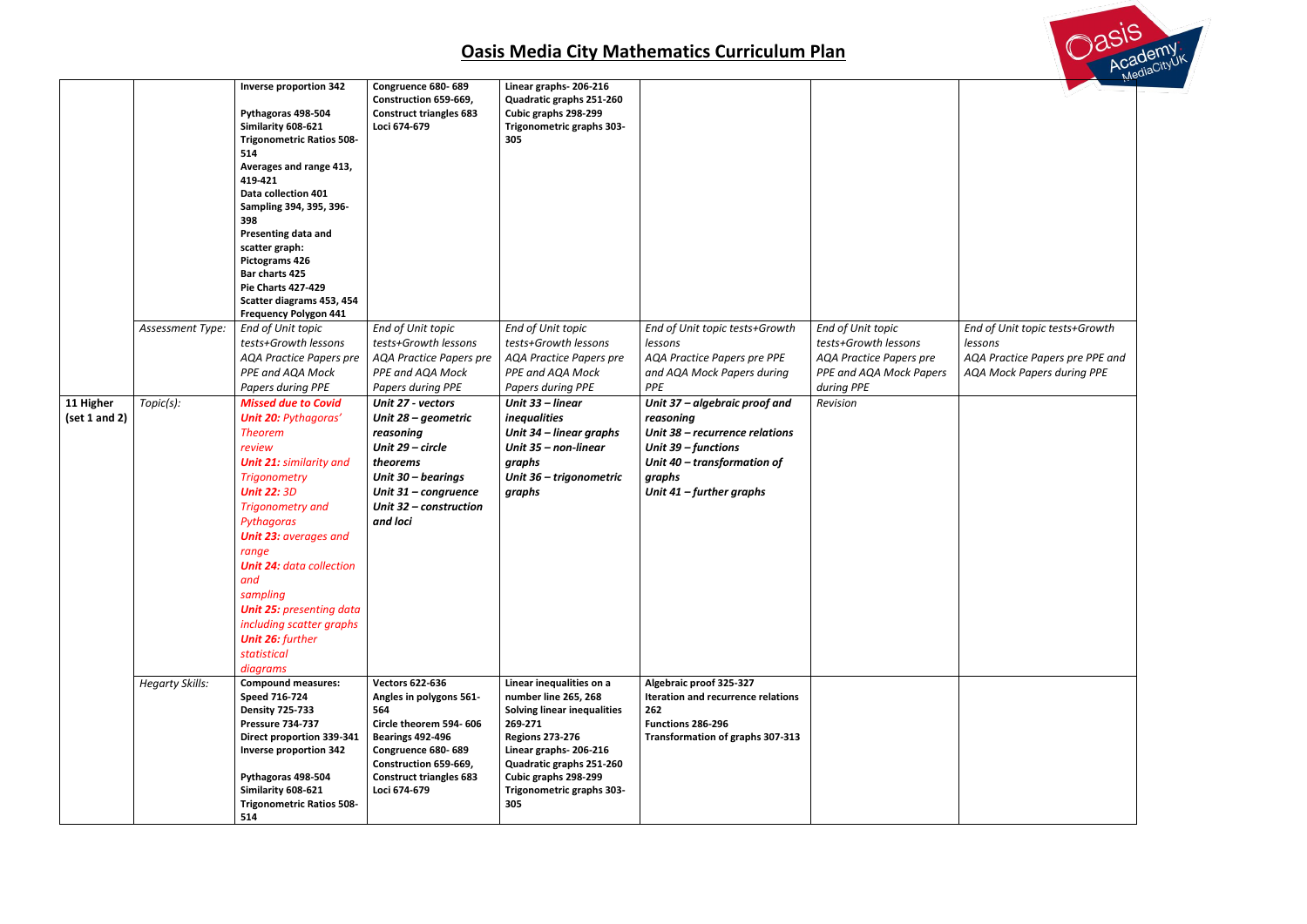## Oasis Media City Mathematics Curriculum Plan

| | | | | | | | |
|---|---|---|---|---|---|---|---|
| | | **Inverse proportion 342**<br><br>**Pythagoras 498-504**<br>**Similarity 608-621**<br>**Trigonometric Ratios 508-514**<br>**Averages and range 413, 419-421**<br>**Data collection 401**<br>**Sampling 394, 395, 396-398**<br>**Presenting data and scatter graph:**<br>**Pictograms 426**<br>**Bar charts 425**<br>**Pie Charts 427-429**<br>**Scatter diagrams 453, 454**<br>**Frequency Polygon 441** | **Congruence 680- 689**<br>**Construction 659-669,**<br>**Construct triangles 683**<br>**Loci 674-679** | **Linear graphs- 206-216**<br>**Quadratic graphs 251-260**<br>**Cubic graphs 298-299**<br>**Trigonometric graphs 303-305** | | | |
| | *Assessment Type:* | *End of Unit topic tests+Growth lessons*<br>*AQA Practice Papers pre PPE and AQA Mock Papers during PPE* | *End of Unit topic tests+Growth lessons*<br>*AQA Practice Papers pre PPE and AQA Mock Papers during PPE* | *End of Unit topic tests+Growth lessons*<br>*AQA Practice Papers pre PPE and AQA Mock Papers during PPE* | *End of Unit topic tests+Growth lessons*<br>*AQA Practice Papers pre PPE and AQA Mock Papers during PPE* | *End of Unit topic tests+Growth lessons*<br>*AQA Practice Papers pre PPE and AQA Mock Papers during PPE* | *End of Unit topic tests+Growth lessons*<br>*AQA Practice Papers pre PPE and AQA Mock Papers during PPE* |
| **11 Higher (set 1 and 2)** | *Topic(s):* | ***Missed due to Covid***<br>***Unit 20:*** *Pythagoras' Theorem review*<br>***Unit 21:*** *similarity and Trigonometry*<br>***Unit 22:*** *3D Trigonometry and Pythagoras*<br>***Unit 23:*** *averages and range*<br>***Unit 24:*** *data collection and sampling*<br>***Unit 25:*** *presenting data including scatter graphs*<br>***Unit 26:*** *further statistical diagrams* | ***Unit 27 - vectors***<br>***Unit 28 – geometric reasoning***<br>***Unit 29 – circle theorems***<br>***Unit 30 – bearings***<br>***Unit 31 – congruence***<br>***Unit 32 – construction and loci*** | ***Unit 33 – linear inequalities***<br>***Unit 34 – linear graphs***<br>***Unit 35 – non-linear graphs***<br>***Unit 36 – trigonometric graphs*** | ***Unit 37 – algebraic proof and reasoning***<br>***Unit 38 – recurrence relations***<br>***Unit 39 – functions***<br>***Unit 40 – transformation of graphs***<br>***Unit 41 – further graphs*** | *Revision* | |
| | *Hegarty Skills:* | **Compound measures:**<br>**Speed 716-724**<br>**Density 725-733**<br>**Pressure 734-737**<br>**Direct proportion 339-341**<br>**Inverse proportion 342**<br><br>**Pythagoras 498-504**<br>**Similarity 608-621**<br>**Trigonometric Ratios 508-514** | **Vectors 622-636**<br>**Angles in polygons 561-564**<br>**Circle theorem 594- 606**<br>**Bearings 492-496**<br>**Congruence 680- 689**<br>**Construction 659-669,**<br>**Construct triangles 683**<br>**Loci 674-679** | **Linear inequalities on a number line 265, 268**<br>**Solving linear inequalities 269-271**<br>**Regions 273-276**<br>**Linear graphs- 206-216**<br>**Quadratic graphs 251-260**<br>**Cubic graphs 298-299**<br>**Trigonometric graphs 303-305** | **Algebraic proof 325-327**<br>**Iteration and recurrence relations 262**<br>**Functions 286-296**<br>**Transformation of graphs 307-313** | | |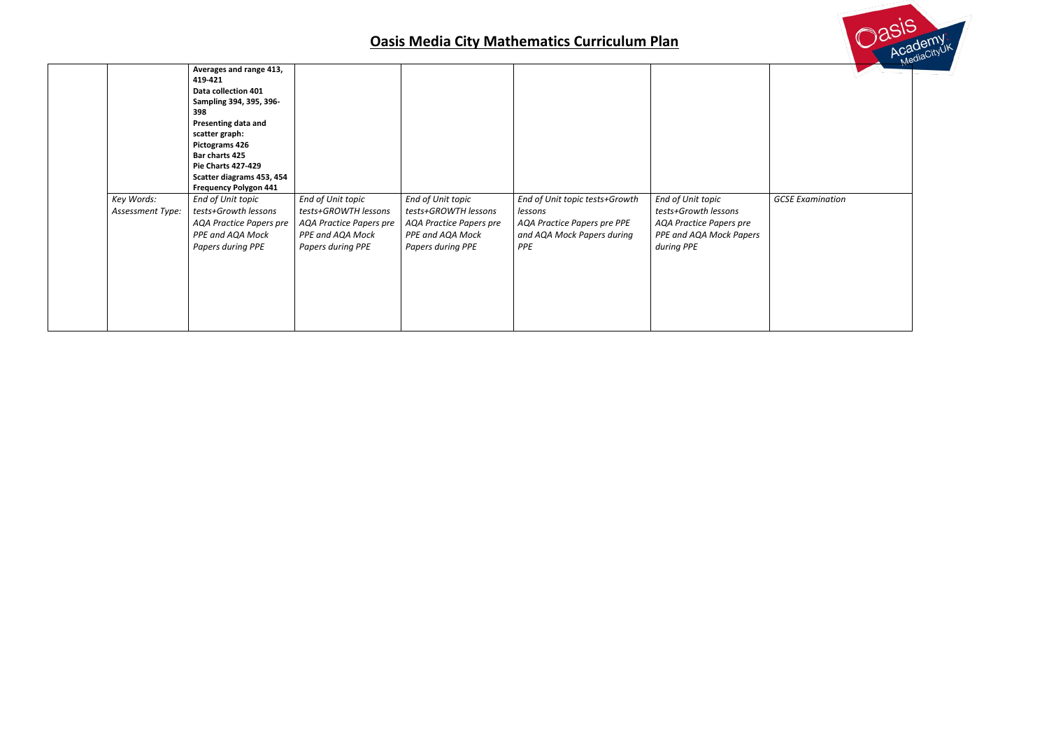# Oasis Media City Mathematics Curriculum Plan

| | | | | | | | |
|---|---|---|---|---|---|---|---|
| | | **Averages and range 413, 419-421**<br>**Data collection 401**<br>**Sampling 394, 395, 396-398**<br>**Presenting data and scatter graph:**<br>**Pictograms 426**<br>**Bar charts 425**<br>**Pie Charts 427-429**<br>**Scatter diagrams 453, 454**<br>**Frequency Polygon 441** | | | | | |
| | *Key Words:*<br>*Assessment Type:* | *End of Unit topic tests+Growth lessons*<br>*AQA Practice Papers pre PPE and AQA Mock Papers during PPE* | *End of Unit topic tests+GROWTH lessons*<br>*AQA Practice Papers pre PPE and AQA Mock Papers during PPE* | *End of Unit topic tests+GROWTH lessons*<br>*AQA Practice Papers pre PPE and AQA Mock Papers during PPE* | *End of Unit topic tests+Growth lessons*<br>*AQA Practice Papers pre PPE and AQA Mock Papers during PPE* | *End of Unit topic tests+Growth lessons*<br>*AQA Practice Papers pre PPE and AQA Mock Papers during PPE* | *GCSE Examination* |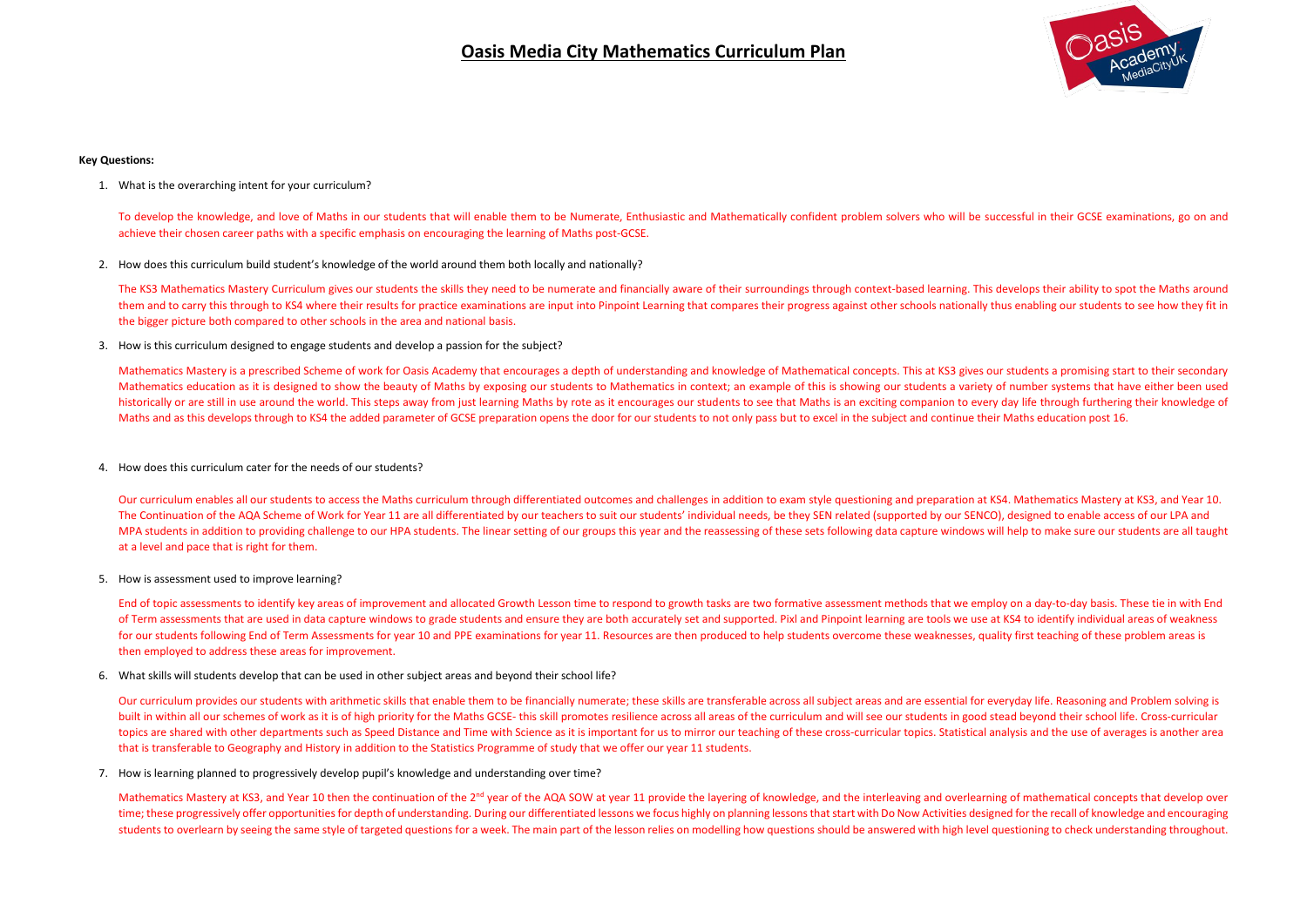# Oasis Media City Mathematics Curriculum Plan

**Key Questions:**

1. What is the overarching intent for your curriculum?

To develop the knowledge, and love of Maths in our students that will enable them to be Numerate, Enthusiastic and Mathematically confident problem solvers who will be successful in their GCSE examinations, go on and achieve their chosen career paths with a specific emphasis on encouraging the learning of Maths post-GCSE.

2. How does this curriculum build student's knowledge of the world around them both locally and nationally?

The KS3 Mathematics Mastery Curriculum gives our students the skills they need to be numerate and financially aware of their surroundings through context-based learning. This develops their ability to spot the Maths around them and to carry this through to KS4 where their results for practice examinations are input into Pinpoint Learning that compares their progress against other schools nationally thus enabling our students to see how they fit in the bigger picture both compared to other schools in the area and national basis.

3. How is this curriculum designed to engage students and develop a passion for the subject?

Mathematics Mastery is a prescribed Scheme of work for Oasis Academy that encourages a depth of understanding and knowledge of Mathematical concepts. This at KS3 gives our students a promising start to their secondary Mathematics education as it is designed to show the beauty of Maths by exposing our students to Mathematics in context; an example of this is showing our students a variety of number systems that have either been used historically or are still in use around the world. This steps away from just learning Maths by rote as it encourages our students to see that Maths is an exciting companion to every day life through furthering their knowledge of Maths and as this develops through to KS4 the added parameter of GCSE preparation opens the door for our students to not only pass but to excel in the subject and continue their Maths education post 16.

4. How does this curriculum cater for the needs of our students?

Our curriculum enables all our students to access the Maths curriculum through differentiated outcomes and challenges in addition to exam style questioning and preparation at KS4. Mathematics Mastery at KS3, and Year 10. The Continuation of the AQA Scheme of Work for Year 11 are all differentiated by our teachers to suit our students' individual needs, be they SEN related (supported by our SENCO), designed to enable access of our LPA and MPA students in addition to providing challenge to our HPA students. The linear setting of our groups this year and the reassessing of these sets following data capture windows will help to make sure our students are all taught at a level and pace that is right for them.

5. How is assessment used to improve learning?

End of topic assessments to identify key areas of improvement and allocated Growth Lesson time to respond to growth tasks are two formative assessment methods that we employ on a day-to-day basis. These tie in with End of Term assessments that are used in data capture windows to grade students and ensure they are both accurately set and supported. Pixl and Pinpoint learning are tools we use at KS4 to identify individual areas of weakness for our students following End of Term Assessments for year 10 and PPE examinations for year 11. Resources are then produced to help students overcome these weaknesses, quality first teaching of these problem areas is then employed to address these areas for improvement.

6. What skills will students develop that can be used in other subject areas and beyond their school life?

Our curriculum provides our students with arithmetic skills that enable them to be financially numerate; these skills are transferable across all subject areas and are essential for everyday life. Reasoning and Problem solving is built in within all our schemes of work as it is of high priority for the Maths GCSE- this skill promotes resilience across all areas of the curriculum and will see our students in good stead beyond their school life. Cross-curricular topics are shared with other departments such as Speed Distance and Time with Science as it is important for us to mirror our teaching of these cross-curricular topics. Statistical analysis and the use of averages is another area that is transferable to Geography and History in addition to the Statistics Programme of study that we offer our year 11 students.

7. How is learning planned to progressively develop pupil's knowledge and understanding over time?

Mathematics Mastery at KS3, and Year 10 then the continuation of the 2nd year of the AQA SOW at year 11 provide the layering of knowledge, and the interleaving and overlearning of mathematical concepts that develop over time; these progressively offer opportunities for depth of understanding. During our differentiated lessons we focus highly on planning lessons that start with Do Now Activities designed for the recall of knowledge and encouraging students to overlearn by seeing the same style of targeted questions for a week. The main part of the lesson relies on modelling how questions should be answered with high level questioning to check understanding throughout.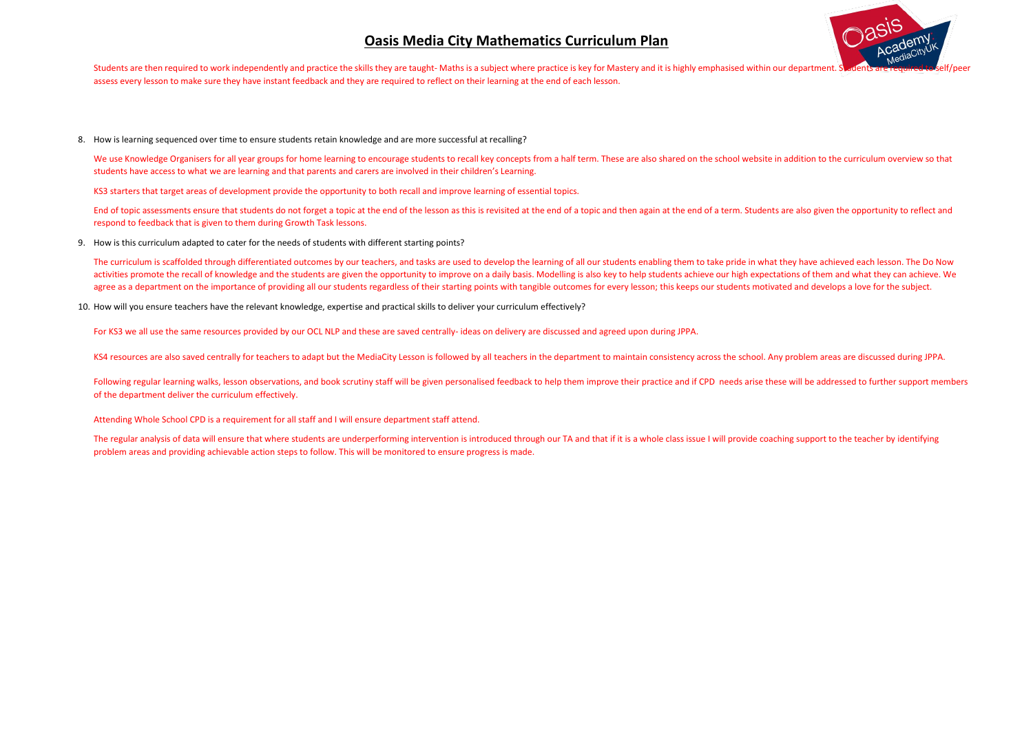# Oasis Media City Mathematics Curriculum Plan

Students are then required to work independently and practice the skills they are taught- Maths is a subject where practice is key for Mastery and it is highly emphasised within our department. Students are required to self/peer assess every lesson to make sure they have instant feedback and they are required to reflect on their learning at the end of each lesson.

8. How is learning sequenced over time to ensure students retain knowledge and are more successful at recalling?

   We use Knowledge Organisers for all year groups for home learning to encourage students to recall key concepts from a half term. These are also shared on the school website in addition to the curriculum overview so that students have access to what we are learning and that parents and carers are involved in their children's Learning.

   KS3 starters that target areas of development provide the opportunity to both recall and improve learning of essential topics.

   End of topic assessments ensure that students do not forget a topic at the end of the lesson as this is revisited at the end of a topic and then again at the end of a term. Students are also given the opportunity to reflect and respond to feedback that is given to them during Growth Task lessons.

9. How is this curriculum adapted to cater for the needs of students with different starting points?

   The curriculum is scaffolded through differentiated outcomes by our teachers, and tasks are used to develop the learning of all our students enabling them to take pride in what they have achieved each lesson. The Do Now activities promote the recall of knowledge and the students are given the opportunity to improve on a daily basis. Modelling is also key to help students achieve our high expectations of them and what they can achieve. We agree as a department on the importance of providing all our students regardless of their starting points with tangible outcomes for every lesson; this keeps our students motivated and develops a love for the subject.

10. How will you ensure teachers have the relevant knowledge, expertise and practical skills to deliver your curriculum effectively?

    For KS3 we all use the same resources provided by our OCL NLP and these are saved centrally- ideas on delivery are discussed and agreed upon during JPPA.

    KS4 resources are also saved centrally for teachers to adapt but the MediaCity Lesson is followed by all teachers in the department to maintain consistency across the school. Any problem areas are discussed during JPPA.

    Following regular learning walks, lesson observations, and book scrutiny staff will be given personalised feedback to help them improve their practice and if CPD needs arise these will be addressed to further support members of the department deliver the curriculum effectively.

    Attending Whole School CPD is a requirement for all staff and I will ensure department staff attend.

    The regular analysis of data will ensure that where students are underperforming intervention is introduced through our TA and that if it is a whole class issue I will provide coaching support to the teacher by identifying problem areas and providing achievable action steps to follow. This will be monitored to ensure progress is made.